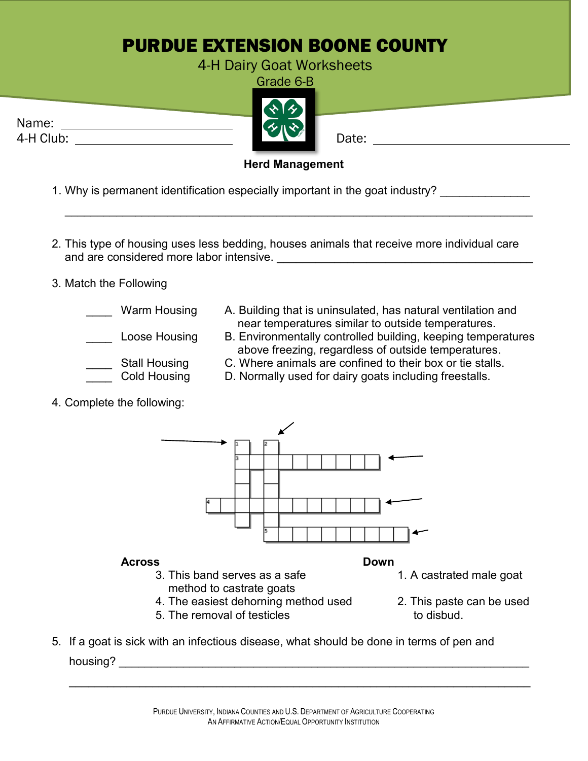# PURDUE EXTENSION BOONE COUNTY

4-H Dairy Goat Worksheets

Grade 6-B

Name: ____________________________

4-H Club: ____________________________

Date: ____________________________

**Herd Management**

1. Why is permanent identification especially important in the goat industry? ______________
________________________________________________________________________

2. This type of housing uses less bedding, houses animals that receive more individual care and are considered more labor intensive. ____________________________________________

3. Match the Following

| | | |
|---|---|---|
| ____ | Warm Housing | A. Building that is uninsulated, has natural ventilation and near temperatures similar to outside temperatures. |
| ____ | Loose Housing | B. Environmentally controlled building, keeping temperatures above freezing, regardless of outside temperatures. |
| ____ | Stall Housing | C. Where animals are confined to their box or tie stalls. |
| ____ | Cold Housing | D. Normally used for dairy goats including freestalls. |

4. Complete the following:

**Across**

3. This band serves as a safe method to castrate goats
4. The easiest dehorning method used
5. The removal of testicles

**Down**

1. A castrated male goat
2. This paste can be used to disbud.

5. If a goat is sick with an infectious disease, what should be done in terms of pen and housing? ____________________________________________________________
________________________________________________________________________

Purdue University, Indiana Counties and U.S. Department of Agriculture Cooperating
An Affirmative Action/Equal Opportunity Institution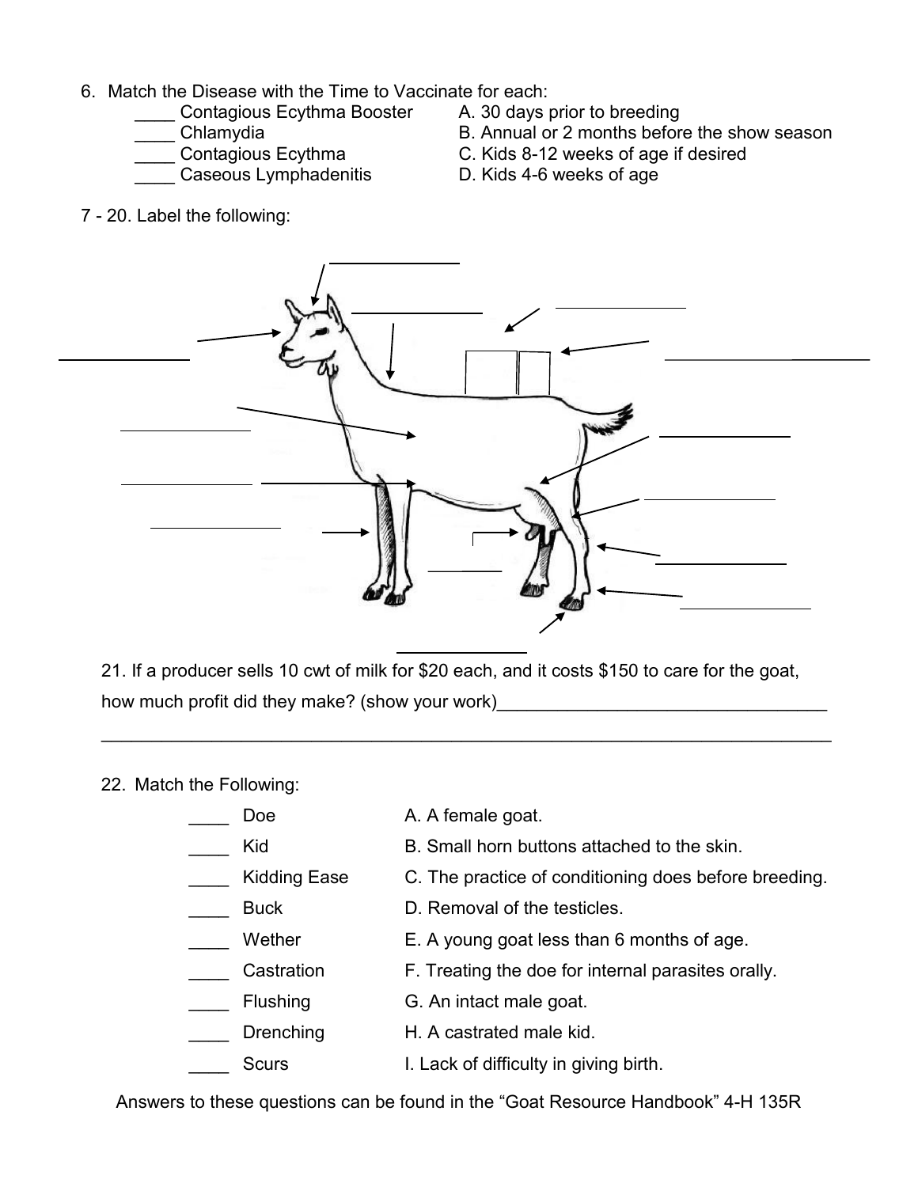6. Match the Disease with the Time to Vaccinate for each:

| | |
|---|---|
| ____ Contagious Ecythma Booster | A. 30 days prior to breeding |
| ____ Chlamydia | B. Annual or 2 months before the show season |
| ____ Contagious Ecythma | C. Kids 8-12 weeks of age if desired |
| ____ Caseous Lymphadenitis | D. Kids 4-6 weeks of age |

7 - 20. Label the following:

21. If a producer sells 10 cwt of milk for $20 each, and it costs $150 to care for the goat, how much profit did they make? (show your work)___________________________________

_____________________________________________________________________________

22. Match the Following:

| | | |
|---|---|---|
| ____ | Doe | A. A female goat. |
| ____ | Kid | B. Small horn buttons attached to the skin. |
| ____ | Kidding Ease | C. The practice of conditioning does before breeding. |
| ____ | Buck | D. Removal of the testicles. |
| ____ | Wether | E. A young goat less than 6 months of age. |
| ____ | Castration | F. Treating the doe for internal parasites orally. |
| ____ | Flushing | G. An intact male goat. |
| ____ | Drenching | H. A castrated male kid. |
| ____ | Scurs | I. Lack of difficulty in giving birth. |

Answers to these questions can be found in the "Goat Resource Handbook" 4-H 135R